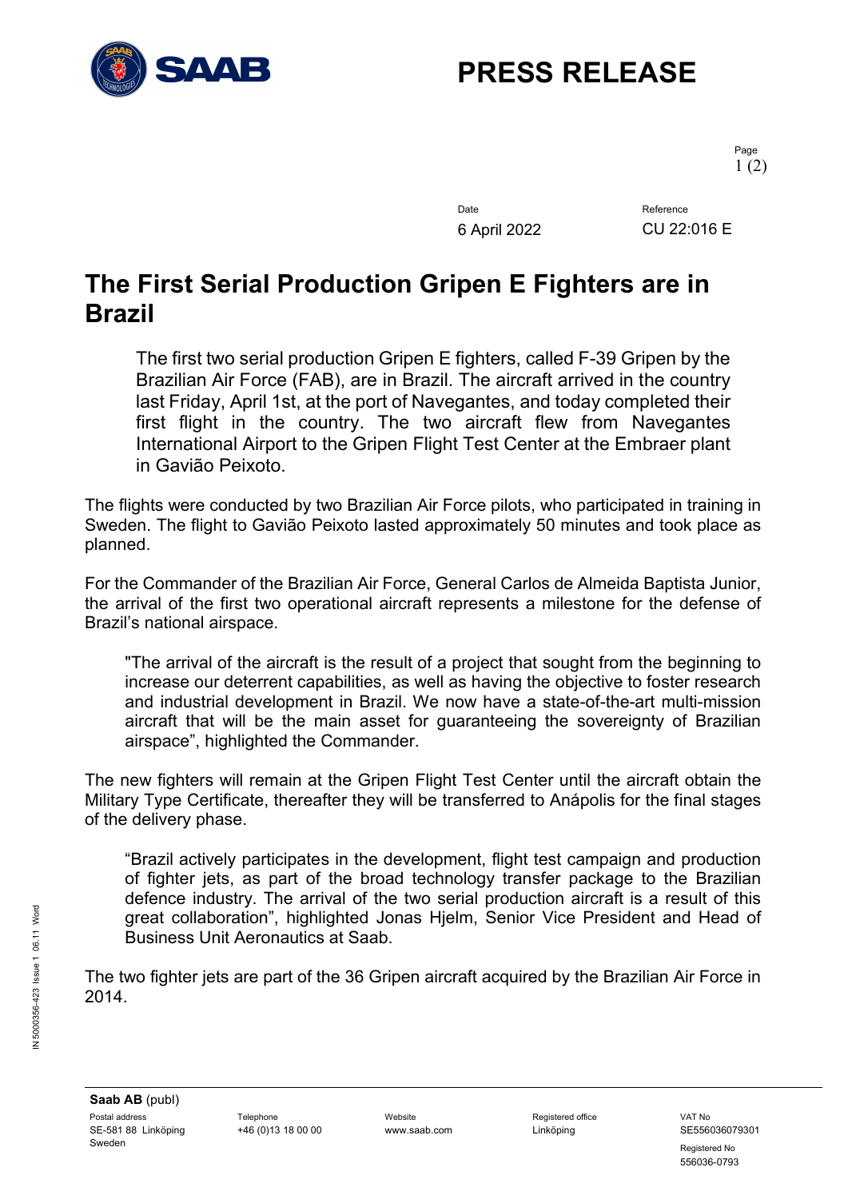# PRESS RELEASE

Date: 6 April 2022

Reference: CU 22:016 E

# The First Serial Production Gripen E Fighters are in Brazil

The first two serial production Gripen E fighters, called F-39 Gripen by the Brazilian Air Force (FAB), are in Brazil. The aircraft arrived in the country last Friday, April 1st, at the port of Navegantes, and today completed their first flight in the country. The two aircraft flew from Navegantes International Airport to the Gripen Flight Test Center at the Embraer plant in Gavião Peixoto.

The flights were conducted by two Brazilian Air Force pilots, who participated in training in Sweden. The flight to Gavião Peixoto lasted approximately 50 minutes and took place as planned.

For the Commander of the Brazilian Air Force, General Carlos de Almeida Baptista Junior, the arrival of the first two operational aircraft represents a milestone for the defense of Brazil's national airspace.

"The arrival of the aircraft is the result of a project that sought from the beginning to increase our deterrent capabilities, as well as having the objective to foster research and industrial development in Brazil. We now have a state-of-the-art multi-mission aircraft that will be the main asset for guaranteeing the sovereignty of Brazilian airspace", highlighted the Commander.

The new fighters will remain at the Gripen Flight Test Center until the aircraft obtain the Military Type Certificate, thereafter they will be transferred to Anápolis for the final stages of the delivery phase.

"Brazil actively participates in the development, flight test campaign and production of fighter jets, as part of the broad technology transfer package to the Brazilian defence industry. The arrival of the two serial production aircraft is a result of this great collaboration", highlighted Jonas Hjelm, Senior Vice President and Head of Business Unit Aeronautics at Saab.

The two fighter jets are part of the 36 Gripen aircraft acquired by the Brazilian Air Force in 2014.

**Saab AB** (publ)

| Postal address | Telephone | Website | Registered office | VAT No |
| --- | --- | --- | --- | --- |
| SE-581 88 Linköping Sweden | +46 (0)13 18 00 00 | www.saab.com | Linköping | SE556036079301 |
| | | | | Registered No 556036-0793 |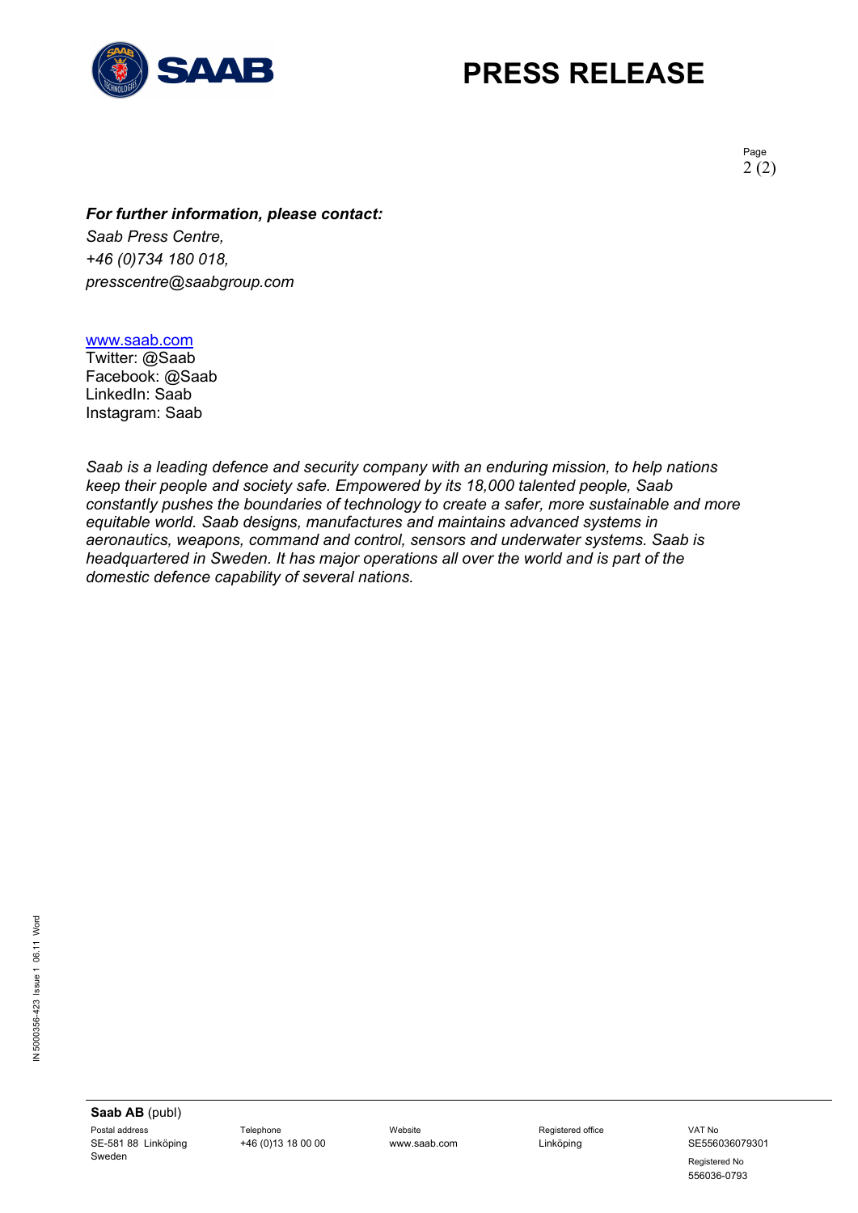***For further information, please contact:***
*Saab Press Centre,*
*+46 (0)734 180 018,*
*presscentre@saabgroup.com*

[www.saab.com](http://www.saab.com)
Twitter: @Saab
Facebook: @Saab
LinkedIn: Saab
Instagram: Saab

*Saab is a leading defence and security company with an enduring mission, to help nations keep their people and society safe. Empowered by its 18,000 talented people, Saab constantly pushes the boundaries of technology to create a safer, more sustainable and more equitable world. Saab designs, manufactures and maintains advanced systems in aeronautics, weapons, command and control, sensors and underwater systems. Saab is headquartered in Sweden. It has major operations all over the world and is part of the domestic defence capability of several nations.*